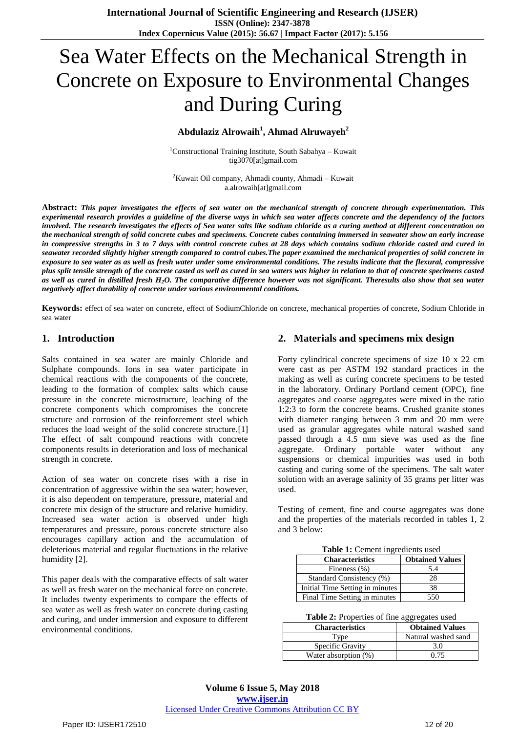# Sea Water Effects on the Mechanical Strength in Concrete on Exposure to Environmental Changes and During Curing

**Abdulaziz Alrowaih[1], Ahmad Alruwayeh[2]**

[1]Constructional Training Institute, South Sabahya – Kuwait
tig3070[at]gmail.com

[2]Kuwait Oil company, Ahmadi county, Ahmadi – Kuwait
a.alrowaih[at]gmail.com

**Abstract:** ***This paper investigates the effects of sea water on the mechanical strength of concrete through experimentation. This experimental research provides a guideline of the diverse ways in which sea water affects concrete and the dependency of the factors involved. The research investigates the effects of Sea water salts like sodium chloride as a curing method at different concentration on the mechanical strength of solid concrete cubes and specimens. Concrete cubes containing immersed in seawater show an early increase in compressive strengths in 3 to 7 days with control concrete cubes at 28 days which contains sodium chloride casted and cured in seawater recorded slightly higher strength compared to control cubes.The paper examined the mechanical properties of solid concrete in exposure to sea water as as well as fresh water under some environmental conditions. The results indicate that the flexural, compressive plus split tensile strength of the concrete casted as well as cured in sea waters was higher in relation to that of concrete specimens casted as well as cured in distilled fresh $H_2O$. The comparative difference however was not significant. Theresults also show that sea water negatively affect durability of concrete under various environmental conditions.***

**Keywords:** effect of sea water on concrete, effect of SodiumChloride on concrete, mechanical properties of concrete, Sodium Chloride in sea water

## 1. Introduction

Salts contained in sea water are mainly Chloride and Sulphate compounds. Ions in sea water participate in chemical reactions with the components of the concrete, leading to the formation of complex salts which cause pressure in the concrete microstructure, leaching of the concrete components which compromises the concrete structure and corrosion of the reinforcement steel which reduces the load weight of the solid concrete structure.[1] The effect of salt compound reactions with concrete components results in deterioration and loss of mechanical strength in concrete.

Action of sea water on concrete rises with a rise in concentration of aggressive within the sea water; however, it is also dependent on temperature, pressure, material and concrete mix design of the structure and relative humidity. Increased sea water action is observed under high temperatures and pressure, porous concrete structure also encourages capillary action and the accumulation of deleterious material and regular fluctuations in the relative humidity [2].

This paper deals with the comparative effects of salt water as well as fresh water on the mechanical force on concrete. It includes twenty experiments to compare the effects of sea water as well as fresh water on concrete during casting and curing, and under immersion and exposure to different environmental conditions.

## 2. Materials and specimens mix design

Forty cylindrical concrete specimens of size 10 x 22 cm were cast as per ASTM 192 standard practices in the making as well as curing concrete specimens to be tested in the laboratory. Ordinary Portland cement (OPC), fine aggregates and coarse aggregates were mixed in the ratio 1:2:3 to form the concrete beams. Crushed granite stones with diameter ranging between 3 mm and 20 mm were used as granular aggregates while natural washed sand passed through a 4.5 mm sieve was used as the fine aggregate. Ordinary portable water without any suspensions or chemical impurities was used in both casting and curing some of the specimens. The salt water solution with an average salinity of 35 grams per litter was used.

Testing of cement, fine and course aggregates was done and the properties of the materials recorded in tables 1, 2 and 3 below:

**Table 1:** Cement ingredients used

| Characteristics | Obtained Values |
|---|---|
| Fineness (%) | 5.4 |
| Standard Consistency (%) | 28 |
| Initial Time Setting in minutes | 38 |
| Final Time Setting in minutes | 550 |

**Table 2:** Properties of fine aggregates used

| Characteristics | Obtained Values |
|---|---|
| Type | Natural washed sand |
| Specific Gravity | 3.0 |
| Water absorption (%) | 0.75 |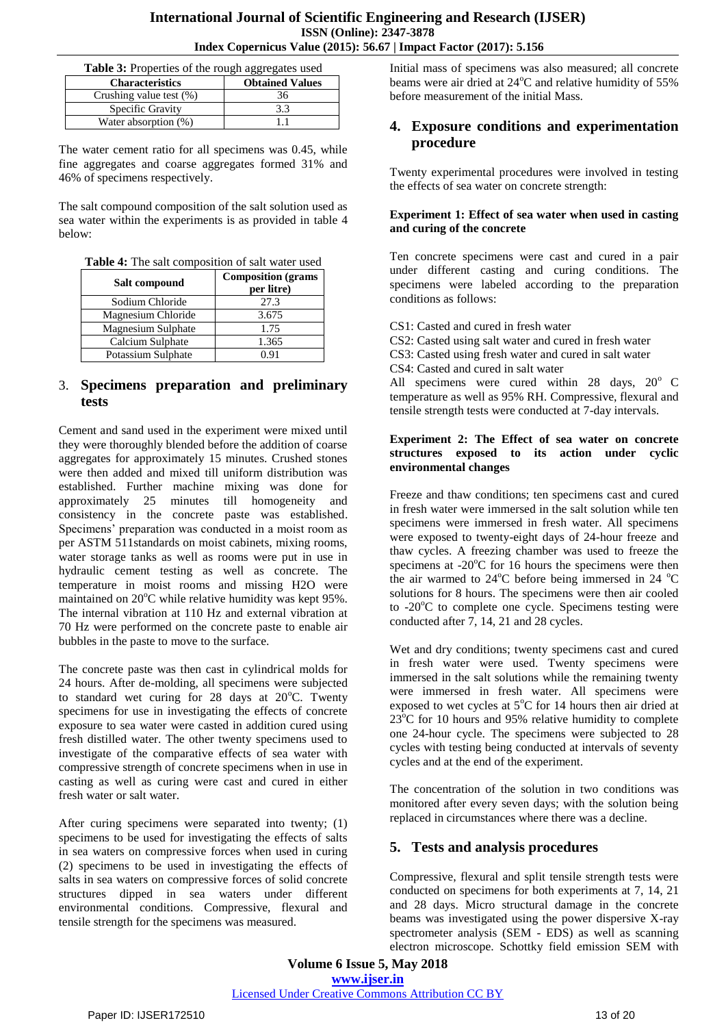**Table 3:** Properties of the rough aggregates used

| Characteristics | Obtained Values |
|---|---|
| Crushing value test (%) | 36 |
| Specific Gravity | 3.3 |
| Water absorption (%) | 1.1 |

The water cement ratio for all specimens was 0.45, while fine aggregates and coarse aggregates formed 31% and 46% of specimens respectively.

The salt compound composition of the salt solution used as sea water within the experiments is as provided in table 4 below:

**Table 4:** The salt composition of salt water used

| Salt compound | Composition (grams per litre) |
|---|---|
| Sodium Chloride | 27.3 |
| Magnesium Chloride | 3.675 |
| Magnesium Sulphate | 1.75 |
| Calcium Sulphate | 1.365 |
| Potassium Sulphate | 0.91 |

## 3. Specimens preparation and preliminary tests

Cement and sand used in the experiment were mixed until they were thoroughly blended before the addition of coarse aggregates for approximately 15 minutes. Crushed stones were then added and mixed till uniform distribution was established. Further machine mixing was done for approximately 25 minutes till homogeneity and consistency in the concrete paste was established. Specimens' preparation was conducted in a moist room as per ASTM 511standards on moist cabinets, mixing rooms, water storage tanks as well as rooms were put in use in hydraulic cement testing as well as concrete. The temperature in moist rooms and missing H2O were maintained on 20°C while relative humidity was kept 95%. The internal vibration at 110 Hz and external vibration at 70 Hz were performed on the concrete paste to enable air bubbles in the paste to move to the surface.

The concrete paste was then cast in cylindrical molds for 24 hours. After de-molding, all specimens were subjected to standard wet curing for 28 days at 20°C. Twenty specimens for use in investigating the effects of concrete exposure to sea water were casted in addition cured using fresh distilled water. The other twenty specimens used to investigate of the comparative effects of sea water with compressive strength of concrete specimens when in use in casting as well as curing were cast and cured in either fresh water or salt water.

After curing specimens were separated into twenty; (1) specimens to be used for investigating the effects of salts in sea waters on compressive forces when used in curing (2) specimens to be used in investigating the effects of salts in sea waters on compressive forces of solid concrete structures dipped in sea waters under different environmental conditions. Compressive, flexural and tensile strength for the specimens was measured.

Initial mass of specimens was also measured; all concrete beams were air dried at 24°C and relative humidity of 55% before measurement of the initial Mass.

## 4. Exposure conditions and experimentation procedure

Twenty experimental procedures were involved in testing the effects of sea water on concrete strength:

**Experiment 1: Effect of sea water when used in casting and curing of the concrete**

Ten concrete specimens were cast and cured in a pair under different casting and curing conditions. The specimens were labeled according to the preparation conditions as follows:

CS1: Casted and cured in fresh water
CS2: Casted using salt water and cured in fresh water
CS3: Casted using fresh water and cured in salt water
CS4: Casted and cured in salt water
All specimens were cured within 28 days, 20° C temperature as well as 95% RH. Compressive, flexural and tensile strength tests were conducted at 7-day intervals.

**Experiment 2: The Effect of sea water on concrete structures exposed to its action under cyclic environmental changes**

Freeze and thaw conditions; ten specimens cast and cured in fresh water were immersed in the salt solution while ten specimens were immersed in fresh water. All specimens were exposed to twenty-eight days of 24-hour freeze and thaw cycles. A freezing chamber was used to freeze the specimens at -20°C for 16 hours the specimens were then the air warmed to 24°C before being immersed in 24 °C solutions for 8 hours. The specimens were then air cooled to -20°C to complete one cycle. Specimens testing were conducted after 7, 14, 21 and 28 cycles.

Wet and dry conditions; twenty specimens cast and cured in fresh water were used. Twenty specimens were immersed in the salt solutions while the remaining twenty were immersed in fresh water. All specimens were exposed to wet cycles at 5°C for 14 hours then air dried at 23°C for 10 hours and 95% relative humidity to complete one 24-hour cycle. The specimens were subjected to 28 cycles with testing being conducted at intervals of seventy cycles and at the end of the experiment.

The concentration of the solution in two conditions was monitored after every seven days; with the solution being replaced in circumstances where there was a decline.

## 5. Tests and analysis procedures

Compressive, flexural and split tensile strength tests were conducted on specimens for both experiments at 7, 14, 21 and 28 days. Micro structural damage in the concrete beams was investigated using the power dispersive X-ray spectrometer analysis (SEM - EDS) as well as scanning electron microscope. Schottky field emission SEM with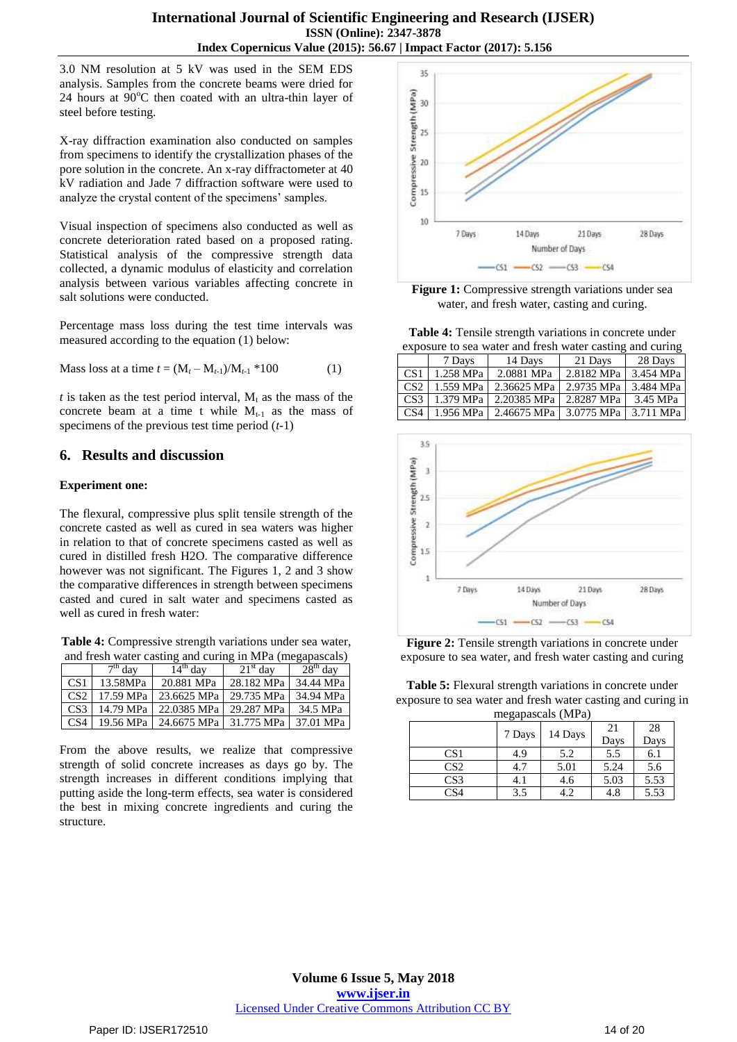3.0 NM resolution at 5 kV was used in the SEM EDS analysis. Samples from the concrete beams were dried for 24 hours at 90°C then coated with an ultra-thin layer of steel before testing.

X-ray diffraction examination also conducted on samples from specimens to identify the crystallization phases of the pore solution in the concrete. An x-ray diffractometer at 40 kV radiation and Jade 7 diffraction software were used to analyze the crystal content of the specimens' samples.

Visual inspection of specimens also conducted as well as concrete deterioration rated based on a proposed rating. Statistical analysis of the compressive strength data collected, a dynamic modulus of elasticity and correlation analysis between various variables affecting concrete in salt solutions were conducted.

Percentage mass loss during the test time intervals was measured according to the equation (1) below:

$$\text{Mass loss at a time } t = (M_t - M_{t-1})/M_{t-1} \times 100 \qquad (1)$$

$t$ is taken as the test period interval, $M_t$ as the mass of the concrete beam at a time t while $M_{t-1}$ as the mass of specimens of the previous test time period ($t$-1)

## 6. Results and discussion

**Experiment one:**

The flexural, compressive plus split tensile strength of the concrete casted as well as cured in sea waters was higher in relation to that of concrete specimens casted as well as cured in distilled fresh H2O. The comparative difference however was not significant. The Figures 1, 2 and 3 show the comparative differences in strength between specimens casted and cured in salt water and specimens casted as well as cured in fresh water:

**Table 4:** Compressive strength variations under sea water, and fresh water casting and curing in MPa (megapascals)

| | 7th day | 14th day | 21st day | 28th day |
|---|---|---|---|---|
| CS1 | 13.58MPa | 20.881 MPa | 28.182 MPa | 34.44 MPa |
| CS2 | 17.59 MPa | 23.6625 MPa | 29.735 MPa | 34.94 MPa |
| CS3 | 14.79 MPa | 22.0385 MPa | 29.287 MPa | 34.5 MPa |
| CS4 | 19.56 MPa | 24.6675 MPa | 31.775 MPa | 37.01 MPa |

From the above results, we realize that compressive strength of solid concrete increases as days go by. The strength increases in different conditions implying that putting aside the long-term effects, sea water is considered the best in mixing concrete ingredients and curing the structure.

**Figure 1:** Compressive strength variations under sea water, and fresh water, casting and curing.

**Table 4:** Tensile strength variations in concrete under exposure to sea water and fresh water casting and curing

| | 7 Days | 14 Days | 21 Days | 28 Days |
|---|---|---|---|---|
| CS1 | 1.258 MPa | 2.0881 MPa | 2.8182 MPa | 3.454 MPa |
| CS2 | 1.559 MPa | 2.36625 MPa | 2.9735 MPa | 3.484 MPa |
| CS3 | 1.379 MPa | 2.20385 MPa | 2.8287 MPa | 3.45 MPa |
| CS4 | 1.956 MPa | 2.46675 MPa | 3.0775 MPa | 3.711 MPa |

**Figure 2:** Tensile strength variations in concrete under exposure to sea water, and fresh water casting and curing

**Table 5:** Flexural strength variations in concrete under exposure to sea water and fresh water casting and curing in megapascals (MPa)

| | 7 Days | 14 Days | 21 Days | 28 Days |
|---|---|---|---|---|
| CS1 | 4.9 | 5.2 | 5.5 | 6.1 |
| CS2 | 4.7 | 5.01 | 5.24 | 5.6 |
| CS3 | 4.1 | 4.6 | 5.03 | 5.53 |
| CS4 | 3.5 | 4.2 | 4.8 | 5.53 |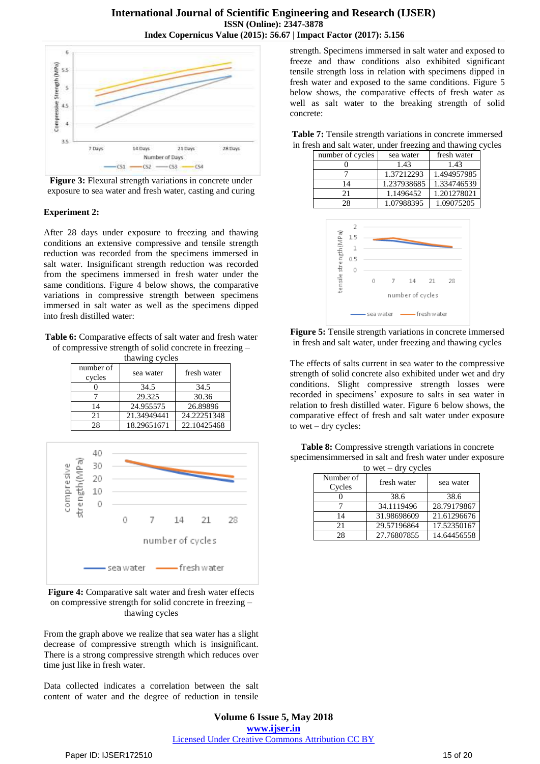**Figure 3:** Flexural strength variations in concrete under exposure to sea water and fresh water, casting and curing

**Experiment 2:**

After 28 days under exposure to freezing and thawing conditions an extensive compressive and tensile strength reduction was recorded from the specimens immersed in salt water. Insignificant strength reduction was recorded from the specimens immersed in fresh water under the same conditions. Figure 4 below shows, the comparative variations in compressive strength between specimens immersed in salt water as well as the specimens dipped into fresh distilled water:

**Table 6:** Comparative effects of salt water and fresh water of compressive strength of solid concrete in freezing – thawing cycles

| number of cycles | sea water | fresh water |
|---|---|---|
| 0 | 34.5 | 34.5 |
| 7 | 29.325 | 30.36 |
| 14 | 24.955575 | 26.89896 |
| 21 | 21.34949441 | 24.22251348 |
| 28 | 18.29651671 | 22.10425468 |

**Figure 4:** Comparative salt water and fresh water effects on compressive strength for solid concrete in freezing – thawing cycles

From the graph above we realize that sea water has a slight decrease of compressive strength which is insignificant. There is a strong compressive strength which reduces over time just like in fresh water.

Data collected indicates a correlation between the salt content of water and the degree of reduction in tensile strength. Specimens immersed in salt water and exposed to freeze and thaw conditions also exhibited significant tensile strength loss in relation with specimens dipped in fresh water and exposed to the same conditions. Figure 5 below shows, the comparative effects of fresh water as well as salt water to the breaking strength of solid concrete:

**Table 7:** Tensile strength variations in concrete immersed in fresh and salt water, under freezing and thawing cycles

| number of cycles | sea water | fresh water |
|---|---|---|
| 0 | 1.43 | 1.43 |
| 7 | 1.37212293 | 1.494957985 |
| 14 | 1.237938685 | 1.334746539 |
| 21 | 1.1496452 | 1.201278021 |
| 28 | 1.07988395 | 1.09075205 |

**Figure 5:** Tensile strength variations in concrete immersed in fresh and salt water, under freezing and thawing cycles

The effects of salts current in sea water to the compressive strength of solid concrete also exhibited under wet and dry conditions. Slight compressive strength losses were recorded in specimens' exposure to salts in sea water in relation to fresh distilled water. Figure 6 below shows, the comparative effect of fresh and salt water under exposure to wet – dry cycles:

**Table 8:** Compressive strength variations in concrete specimensimmersed in salt and fresh water under exposure to wet – dry cycles

| Number of Cycles | fresh water | sea water |
|---|---|---|
| 0 | 38.6 | 38.6 |
| 7 | 34.1119496 | 28.79179867 |
| 14 | 31.98698609 | 21.61296676 |
| 21 | 29.57196864 | 17.52350167 |
| 28 | 27.76807855 | 14.64456558 |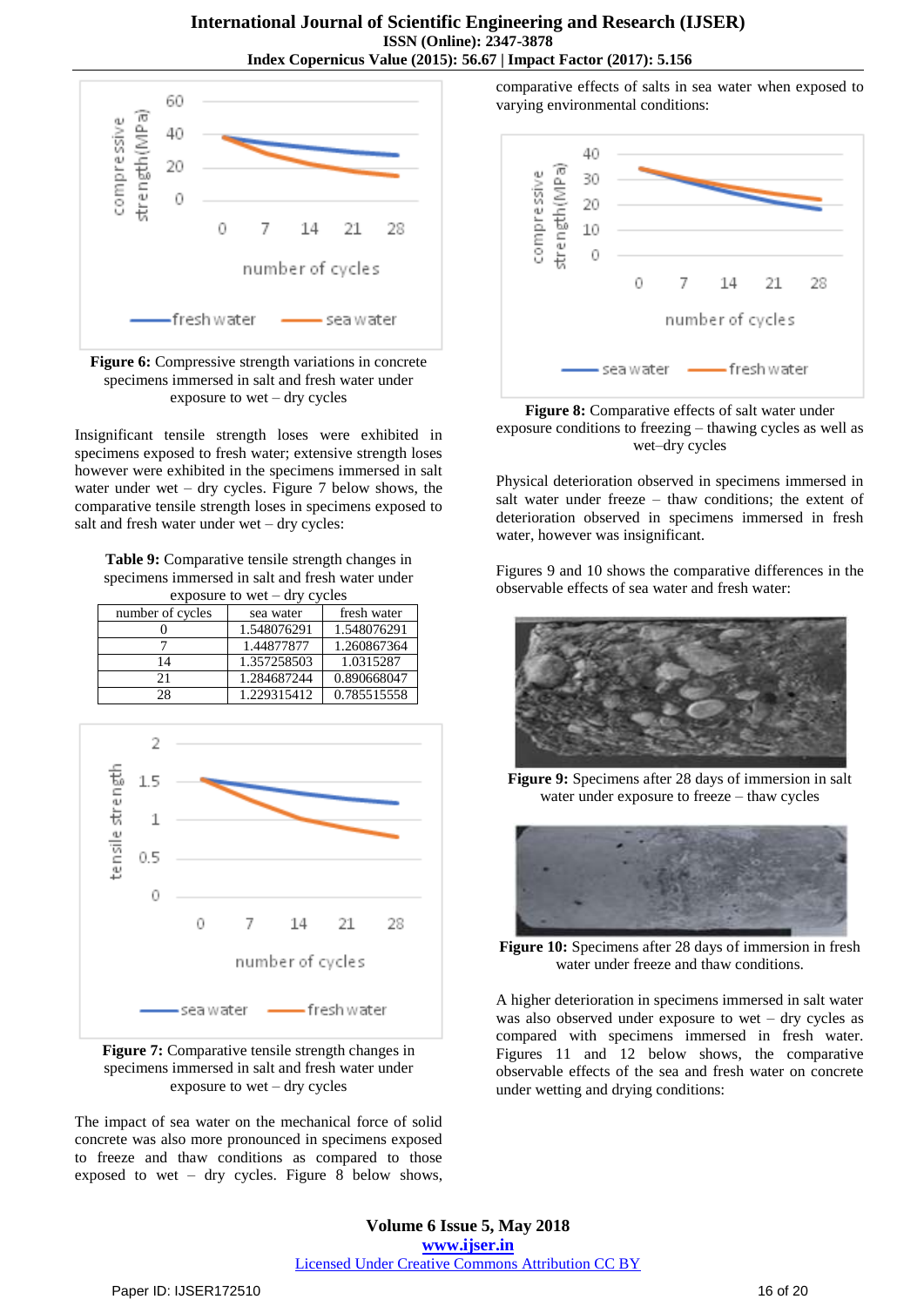Figure 6: Compressive strength variations in concrete specimens immersed in salt and fresh water under exposure to wet – dry cycles

Insignificant tensile strength loses were exhibited in specimens exposed to fresh water; extensive strength loses however were exhibited in the specimens immersed in salt water under wet – dry cycles. Figure 7 below shows, the comparative tensile strength loses in specimens exposed to salt and fresh water under wet – dry cycles:

**Table 9:** Comparative tensile strength changes in specimens immersed in salt and fresh water under exposure to wet – dry cycles

| number of cycles | sea water | fresh water |
|---|---|---|
| 0 | 1.548076291 | 1.548076291 |
| 7 | 1.44877877 | 1.260867364 |
| 14 | 1.357258503 | 1.0315287 |
| 21 | 1.284687244 | 0.890668047 |
| 28 | 1.229315412 | 0.785515558 |

**Figure 7:** Comparative tensile strength changes in specimens immersed in salt and fresh water under exposure to wet – dry cycles

The impact of sea water on the mechanical force of solid concrete was also more pronounced in specimens exposed to freeze and thaw conditions as compared to those exposed to wet – dry cycles. Figure 8 below shows, comparative effects of salts in sea water when exposed to varying environmental conditions:

**Figure 8:** Comparative effects of salt water under exposure conditions to freezing – thawing cycles as well as wet–dry cycles

Physical deterioration observed in specimens immersed in salt water under freeze – thaw conditions; the extent of deterioration observed in specimens immersed in fresh water, however was insignificant.

Figures 9 and 10 shows the comparative differences in the observable effects of sea water and fresh water:

**Figure 9:** Specimens after 28 days of immersion in salt water under exposure to freeze – thaw cycles

**Figure 10:** Specimens after 28 days of immersion in fresh water under freeze and thaw conditions.

A higher deterioration in specimens immersed in salt water was also observed under exposure to wet – dry cycles as compared with specimens immersed in fresh water. Figures 11 and 12 below shows, the comparative observable effects of the sea and fresh water on concrete under wetting and drying conditions: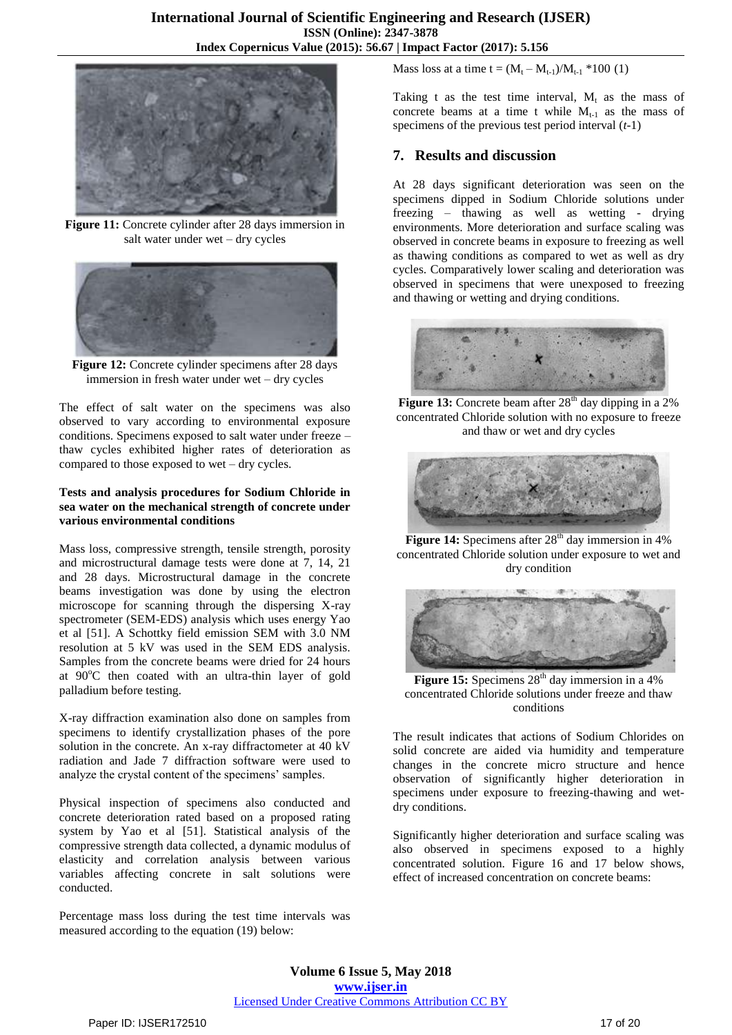Figure 11: Concrete cylinder after 28 days immersion in salt water under wet – dry cycles

Figure 12: Concrete cylinder specimens after 28 days immersion in fresh water under wet – dry cycles

The effect of salt water on the specimens was also observed to vary according to environmental exposure conditions. Specimens exposed to salt water under freeze – thaw cycles exhibited higher rates of deterioration as compared to those exposed to wet – dry cycles.

**Tests and analysis procedures for Sodium Chloride in sea water on the mechanical strength of concrete under various environmental conditions**

Mass loss, compressive strength, tensile strength, porosity and microstructural damage tests were done at 7, 14, 21 and 28 days. Microstructural damage in the concrete beams investigation was done by using the electron microscope for scanning through the dispersing X-ray spectrometer (SEM-EDS) analysis which uses energy Yao et al [51]. A Schottky field emission SEM with 3.0 NM resolution at 5 kV was used in the SEM EDS analysis. Samples from the concrete beams were dried for 24 hours at 90°C then coated with an ultra-thin layer of gold palladium before testing.

X-ray diffraction examination also done on samples from specimens to identify crystallization phases of the pore solution in the concrete. An x-ray diffractometer at 40 kV radiation and Jade 7 diffraction software were used to analyze the crystal content of the specimens' samples.

Physical inspection of specimens also conducted and concrete deterioration rated based on a proposed rating system by Yao et al [51]. Statistical analysis of the compressive strength data collected, a dynamic modulus of elasticity and correlation analysis between various variables affecting concrete in salt solutions were conducted.

Percentage mass loss during the test time intervals was measured according to the equation (19) below:

$$\text{Mass loss at a time } t = (M_t - M_{t-1})/M_{t-1} * 100 \quad (1)$$

Taking t as the test time interval, $M_t$ as the mass of concrete beams at a time t while $M_{t-1}$ as the mass of specimens of the previous test period interval ($t$-1)

## 7. Results and discussion

At 28 days significant deterioration was seen on the specimens dipped in Sodium Chloride solutions under freezing – thawing as well as wetting - drying environments. More deterioration and surface scaling was observed in concrete beams in exposure to freezing as well as thawing conditions as compared to wet as well as dry cycles. Comparatively lower scaling and deterioration was observed in specimens that were unexposed to freezing and thawing or wetting and drying conditions.

Figure 13: Concrete beam after 28th day dipping in a 2% concentrated Chloride solution with no exposure to freeze and thaw or wet and dry cycles

Figure 14: Specimens after 28th day immersion in 4% concentrated Chloride solution under exposure to wet and dry condition

Figure 15: Specimens 28th day immersion in a 4% concentrated Chloride solutions under freeze and thaw conditions

The result indicates that actions of Sodium Chlorides on solid concrete are aided via humidity and temperature changes in the concrete micro structure and hence observation of significantly higher deterioration in specimens under exposure to freezing-thawing and wet-dry conditions.

Significantly higher deterioration and surface scaling was also observed in specimens exposed to a highly concentrated solution. Figure 16 and 17 below shows, effect of increased concentration on concrete beams: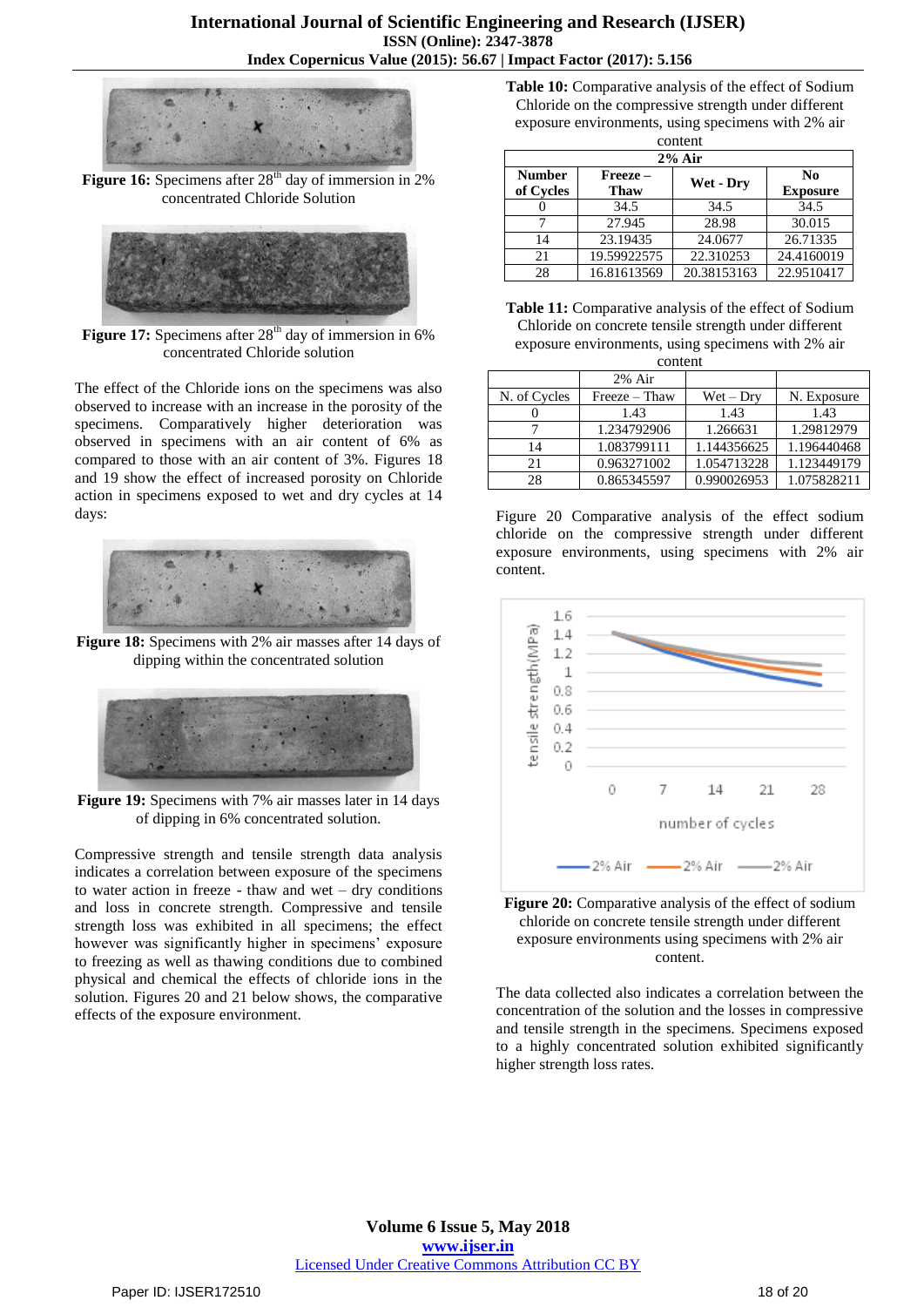**Figure 16:** Specimens after 28th day of immersion in 2% concentrated Chloride Solution

**Figure 17:** Specimens after 28th day of immersion in 6% concentrated Chloride solution

The effect of the Chloride ions on the specimens was also observed to increase with an increase in the porosity of the specimens. Comparatively higher deterioration was observed in specimens with an air content of 6% as compared to those with an air content of 3%. Figures 18 and 19 show the effect of increased porosity on Chloride action in specimens exposed to wet and dry cycles at 14 days:

**Figure 18:** Specimens with 2% air masses after 14 days of dipping within the concentrated solution

**Figure 19:** Specimens with 7% air masses later in 14 days of dipping in 6% concentrated solution.

Compressive strength and tensile strength data analysis indicates a correlation between exposure of the specimens to water action in freeze - thaw and wet – dry conditions and loss in concrete strength. Compressive and tensile strength loss was exhibited in all specimens; the effect however was significantly higher in specimens' exposure to freezing as well as thawing conditions due to combined physical and chemical the effects of chloride ions in the solution. Figures 20 and 21 below shows, the comparative effects of the exposure environment.

**Table 10:** Comparative analysis of the effect of Sodium Chloride on the compressive strength under different exposure environments, using specimens with 2% air content

| 2% Air | | | |
|---|---|---|---|
| **Number of Cycles** | **Freeze – Thaw** | **Wet - Dry** | **No Exposure** |
| 0 | 34.5 | 34.5 | 34.5 |
| 7 | 27.945 | 28.98 | 30.015 |
| 14 | 23.19435 | 24.0677 | 26.71335 |
| 21 | 19.59922575 | 22.310253 | 24.4160019 |
| 28 | 16.81613569 | 20.38153163 | 22.9510417 |

**Table 11:** Comparative analysis of the effect of Sodium Chloride on concrete tensile strength under different exposure environments, using specimens with 2% air content

| | 2% Air | | |
|---|---|---|---|
| N. of Cycles | Freeze – Thaw | Wet – Dry | N. Exposure |
| 0 | 1.43 | 1.43 | 1.43 |
| 7 | 1.234792906 | 1.266631 | 1.29812979 |
| 14 | 1.083799111 | 1.144356625 | 1.196440468 |
| 21 | 0.963271002 | 1.054713228 | 1.123449179 |
| 28 | 0.865345597 | 0.990026953 | 1.075828211 |

Figure 20 Comparative analysis of the effect sodium chloride on the compressive strength under different exposure environments, using specimens with 2% air content.

**Figure 20:** Comparative analysis of the effect of sodium chloride on concrete tensile strength under different exposure environments using specimens with 2% air content.

The data collected also indicates a correlation between the concentration of the solution and the losses in compressive and tensile strength in the specimens. Specimens exposed to a highly concentrated solution exhibited significantly higher strength loss rates.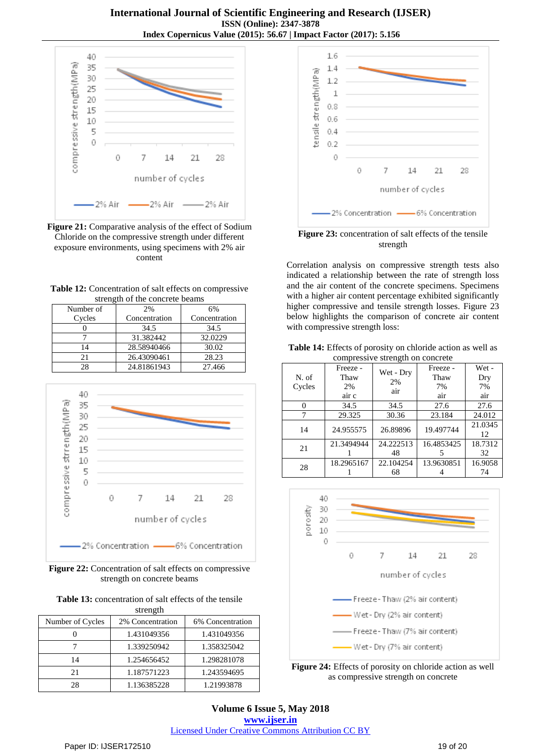**Figure 21:** Comparative analysis of the effect of Sodium Chloride on the compressive strength under different exposure environments, using specimens with 2% air content

**Table 12:** Concentration of salt effects on compressive strength of the concrete beams

| Number of Cycles | 2% Concentration | 6% Concentration |
|---|---|---|
| 0 | 34.5 | 34.5 |
| 7 | 31.382442 | 32.0229 |
| 14 | 28.58940466 | 30.02 |
| 21 | 26.43090461 | 28.23 |
| 28 | 24.81861943 | 27.466 |

**Figure 22:** Concentration of salt effects on compressive strength on concrete beams

**Table 13:** concentration of salt effects of the tensile strength

| Number of Cycles | 2% Concentration | 6% Concentration |
|---|---|---|
| 0 | 1.431049356 | 1.431049356 |
| 7 | 1.339250942 | 1.358325042 |
| 14 | 1.254656452 | 1.298281078 |
| 21 | 1.187571223 | 1.243594695 |
| 28 | 1.136385228 | 1.21993878 |

**Figure 23:** concentration of salt effects of the tensile strength

Correlation analysis on compressive strength tests also indicated a relationship between the rate of strength loss and the air content of the concrete specimens. Specimens with a higher air content percentage exhibited significantly higher compressive and tensile strength losses. Figure 23 below highlights the comparison of concrete air content with compressive strength loss:

**Table 14:** Effects of porosity on chloride action as well as compressive strength on concrete

| N. of Cycles | Freeze - Thaw 2% air c | Wet - Dry 2% air | Freeze - Thaw 7% air | Wet - Dry 7% air |
|---|---|---|---|---|
| 0 | 34.5 | 34.5 | 27.6 | 27.6 |
| 7 | 29.325 | 30.36 | 23.184 | 24.012 |
| 14 | 24.955575 | 26.89896 | 19.497744 | 21.034512 |
| 21 | 21.34949441 | 24.22251348 | 16.48534255 | 18.731232 |
| 28 | 18.29651671 | 22.10425468 | 13.96308514 | 16.905874 |

**Figure 24:** Effects of porosity on chloride action as well as compressive strength on concrete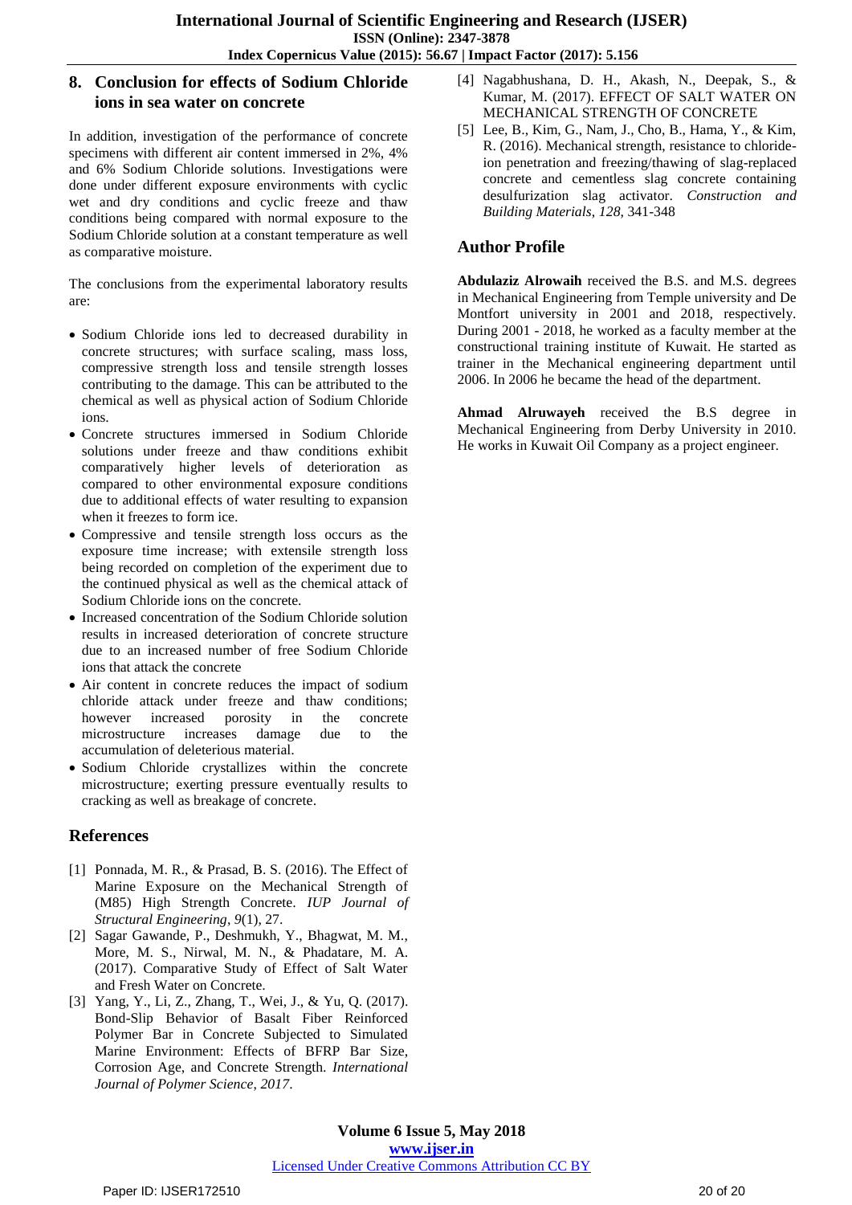## 8. Conclusion for effects of Sodium Chloride ions in sea water on concrete

In addition, investigation of the performance of concrete specimens with different air content immersed in 2%, 4% and 6% Sodium Chloride solutions. Investigations were done under different exposure environments with cyclic wet and dry conditions and cyclic freeze and thaw conditions being compared with normal exposure to the Sodium Chloride solution at a constant temperature as well as comparative moisture.

The conclusions from the experimental laboratory results are:

- Sodium Chloride ions led to decreased durability in concrete structures; with surface scaling, mass loss, compressive strength loss and tensile strength losses contributing to the damage. This can be attributed to the chemical as well as physical action of Sodium Chloride ions.
- Concrete structures immersed in Sodium Chloride solutions under freeze and thaw conditions exhibit comparatively higher levels of deterioration as compared to other environmental exposure conditions due to additional effects of water resulting to expansion when it freezes to form ice.
- Compressive and tensile strength loss occurs as the exposure time increase; with extensile strength loss being recorded on completion of the experiment due to the continued physical as well as the chemical attack of Sodium Chloride ions on the concrete.
- Increased concentration of the Sodium Chloride solution results in increased deterioration of concrete structure due to an increased number of free Sodium Chloride ions that attack the concrete
- Air content in concrete reduces the impact of sodium chloride attack under freeze and thaw conditions; however increased porosity in the concrete microstructure increases damage due to the accumulation of deleterious material.
- Sodium Chloride crystallizes within the concrete microstructure; exerting pressure eventually results to cracking as well as breakage of concrete.

## References

[1] Ponnada, M. R., & Prasad, B. S. (2016). The Effect of Marine Exposure on the Mechanical Strength of (M85) High Strength Concrete. *IUP Journal of Structural Engineering*, *9*(1), 27.

[2] Sagar Gawande, P., Deshmukh, Y., Bhagwat, M. M., More, M. S., Nirwal, M. N., & Phadatare, M. A. (2017). Comparative Study of Effect of Salt Water and Fresh Water on Concrete.

[3] Yang, Y., Li, Z., Zhang, T., Wei, J., & Yu, Q. (2017). Bond-Slip Behavior of Basalt Fiber Reinforced Polymer Bar in Concrete Subjected to Simulated Marine Environment: Effects of BFRP Bar Size, Corrosion Age, and Concrete Strength. *International Journal of Polymer Science*, *2017*.

[4] Nagabhushana, D. H., Akash, N., Deepak, S., & Kumar, M. (2017). EFFECT OF SALT WATER ON MECHANICAL STRENGTH OF CONCRETE

[5] Lee, B., Kim, G., Nam, J., Cho, B., Hama, Y., & Kim, R. (2016). Mechanical strength, resistance to chloride-ion penetration and freezing/thawing of slag-replaced concrete and cementless slag concrete containing desulfurization slag activator. *Construction and Building Materials*, *128*, 341-348

## Author Profile

**Abdulaziz Alrowaih** received the B.S. and M.S. degrees in Mechanical Engineering from Temple university and De Montfort university in 2001 and 2018, respectively. During 2001 - 2018, he worked as a faculty member at the constructional training institute of Kuwait. He started as trainer in the Mechanical engineering department until 2006. In 2006 he became the head of the department.

**Ahmad Alruwayeh** received the B.S degree in Mechanical Engineering from Derby University in 2010. He works in Kuwait Oil Company as a project engineer.